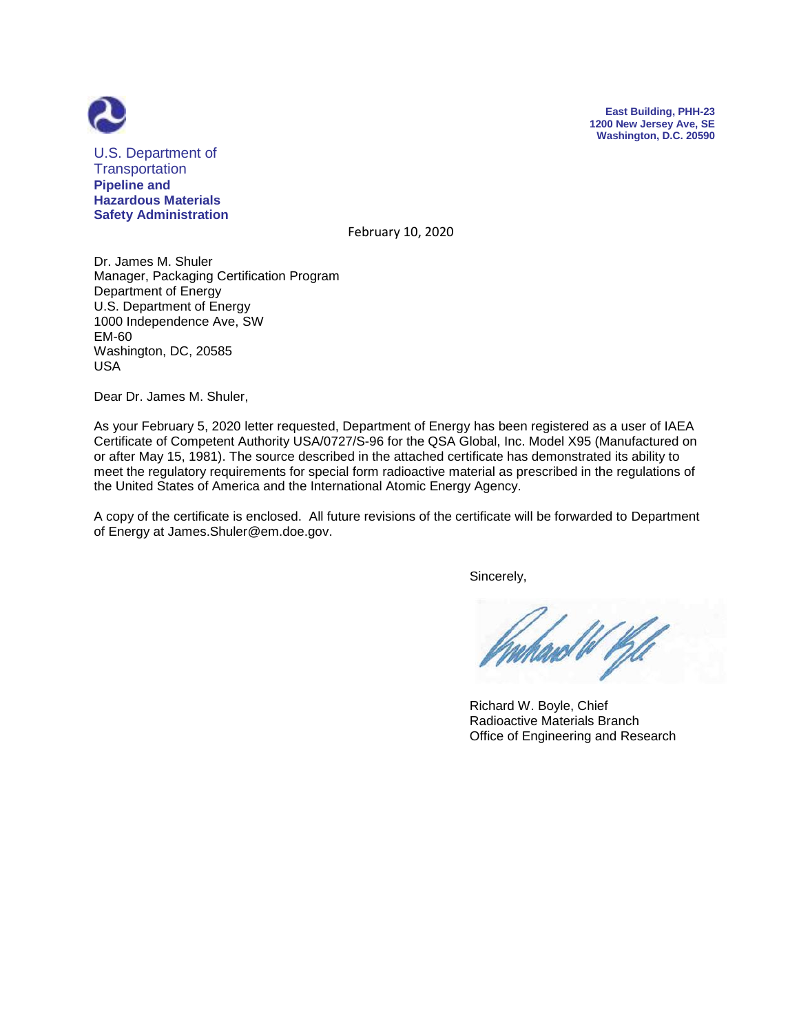U.S. Department of Transportation
**Pipeline and Hazardous Materials Safety Administration**

**East Building, PHH-23**
**1200 New Jersey Ave, SE**
**Washington, D.C. 20590**

February 10, 2020

Dr. James M. Shuler
Manager, Packaging Certification Program
Department of Energy
U.S. Department of Energy
1000 Independence Ave, SW
EM-60
Washington, DC, 20585
USA

Dear Dr. James M. Shuler,

As your February 5, 2020 letter requested, Department of Energy has been registered as a user of IAEA Certificate of Competent Authority USA/0727/S-96 for the QSA Global, Inc. Model X95 (Manufactured on or after May 15, 1981). The source described in the attached certificate has demonstrated its ability to meet the regulatory requirements for special form radioactive material as prescribed in the regulations of the United States of America and the International Atomic Energy Agency.

A copy of the certificate is enclosed. All future revisions of the certificate will be forwarded to Department of Energy at James.Shuler@em.doe.gov.

Sincerely,

Richard W. Boyle, Chief
Radioactive Materials Branch
Office of Engineering and Research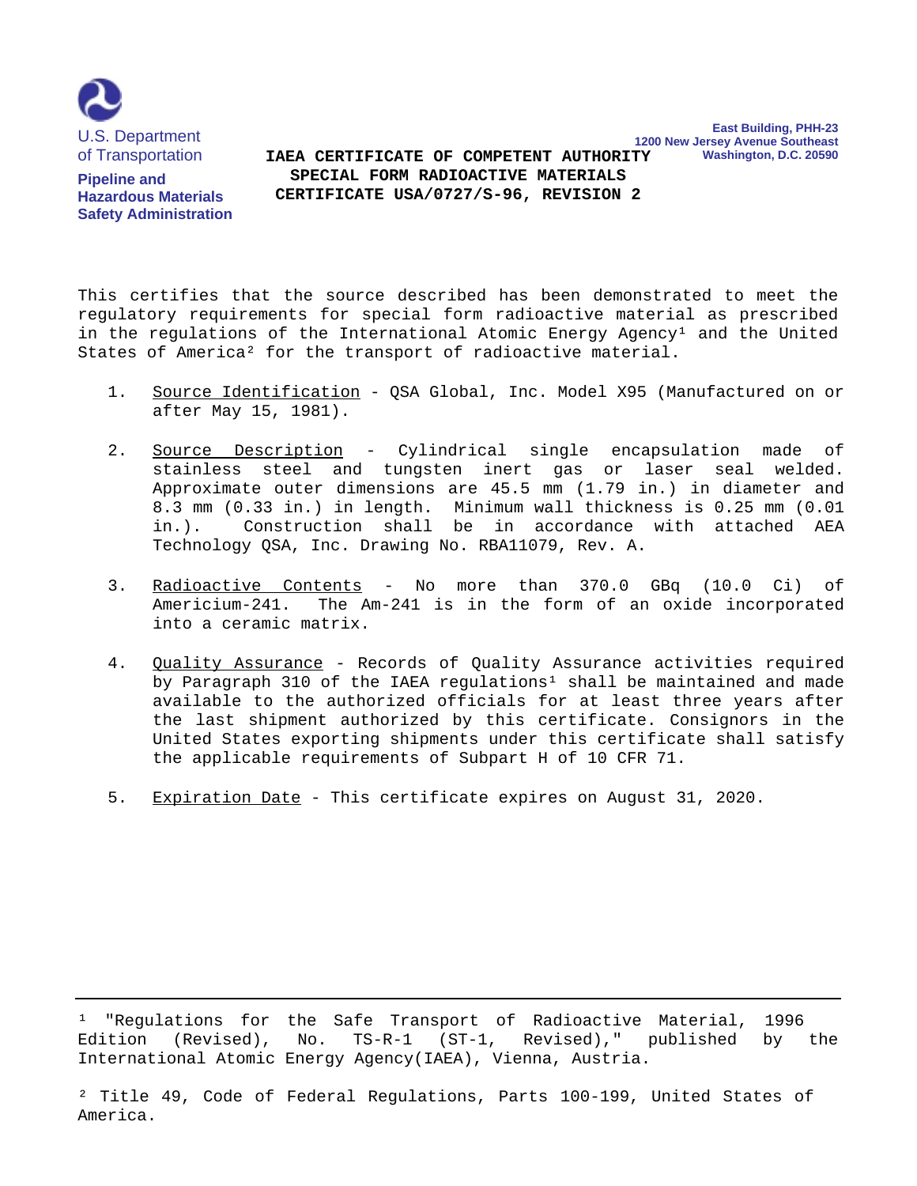U.S. Department of Transportation

**Pipeline and Hazardous Materials Safety Administration**

**East Building, PHH-23**
**1200 New Jersey Avenue Southeast**
**Washington, D.C. 20590**

# IAEA CERTIFICATE OF COMPETENT AUTHORITY
## SPECIAL FORM RADIOACTIVE MATERIALS
## CERTIFICATE USA/0727/S-96, REVISION 2

This certifies that the source described has been demonstrated to meet the regulatory requirements for special form radioactive material as prescribed in the regulations of the International Atomic Energy Agency[1] and the United States of America[2] for the transport of radioactive material.

1. Source Identification - QSA Global, Inc. Model X95 (Manufactured on or after May 15, 1981).

2. Source Description - Cylindrical single encapsulation made of stainless steel and tungsten inert gas or laser seal welded. Approximate outer dimensions are 45.5 mm (1.79 in.) in diameter and 8.3 mm (0.33 in.) in length. Minimum wall thickness is 0.25 mm (0.01 in.). Construction shall be in accordance with attached AEA Technology QSA, Inc. Drawing No. RBA11079, Rev. A.

3. Radioactive Contents - No more than 370.0 GBq (10.0 Ci) of Americium-241. The Am-241 is in the form of an oxide incorporated into a ceramic matrix.

4. Quality Assurance - Records of Quality Assurance activities required by Paragraph 310 of the IAEA regulations[1] shall be maintained and made available to the authorized officials for at least three years after the last shipment authorized by this certificate. Consignors in the United States exporting shipments under this certificate shall satisfy the applicable requirements of Subpart H of 10 CFR 71.

5. Expiration Date - This certificate expires on August 31, 2020.

---

[1] "Regulations for the Safe Transport of Radioactive Material, 1996 Edition (Revised), No. TS-R-1 (ST-1, Revised)," published by the International Atomic Energy Agency(IAEA), Vienna, Austria.

[2] Title 49, Code of Federal Regulations, Parts 100-199, United States of America.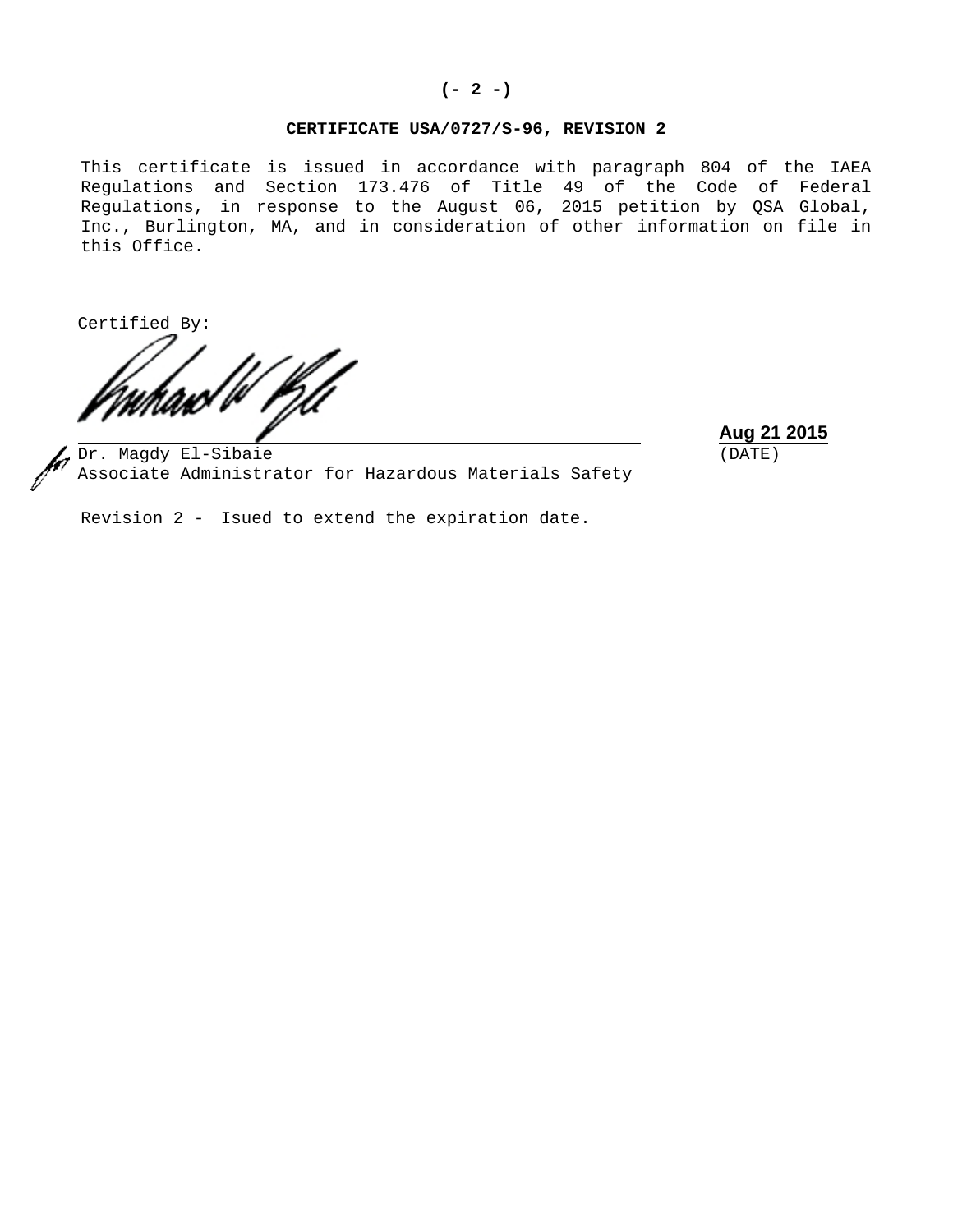**CERTIFICATE USA/0727/S-96, REVISION 2**

This certificate is issued in accordance with paragraph 804 of the IAEA Regulations and Section 173.476 of Title 49 of the Code of Federal Regulations, in response to the August 06, 2015 petition by QSA Global, Inc., Burlington, MA, and in consideration of other information on file in this Office.

Certified By:

for Dr. Magdy El-Sibaie
Associate Administrator for Hazardous Materials Safety

**Aug 21 2015**
(DATE)

Revision 2 - Isued to extend the expiration date.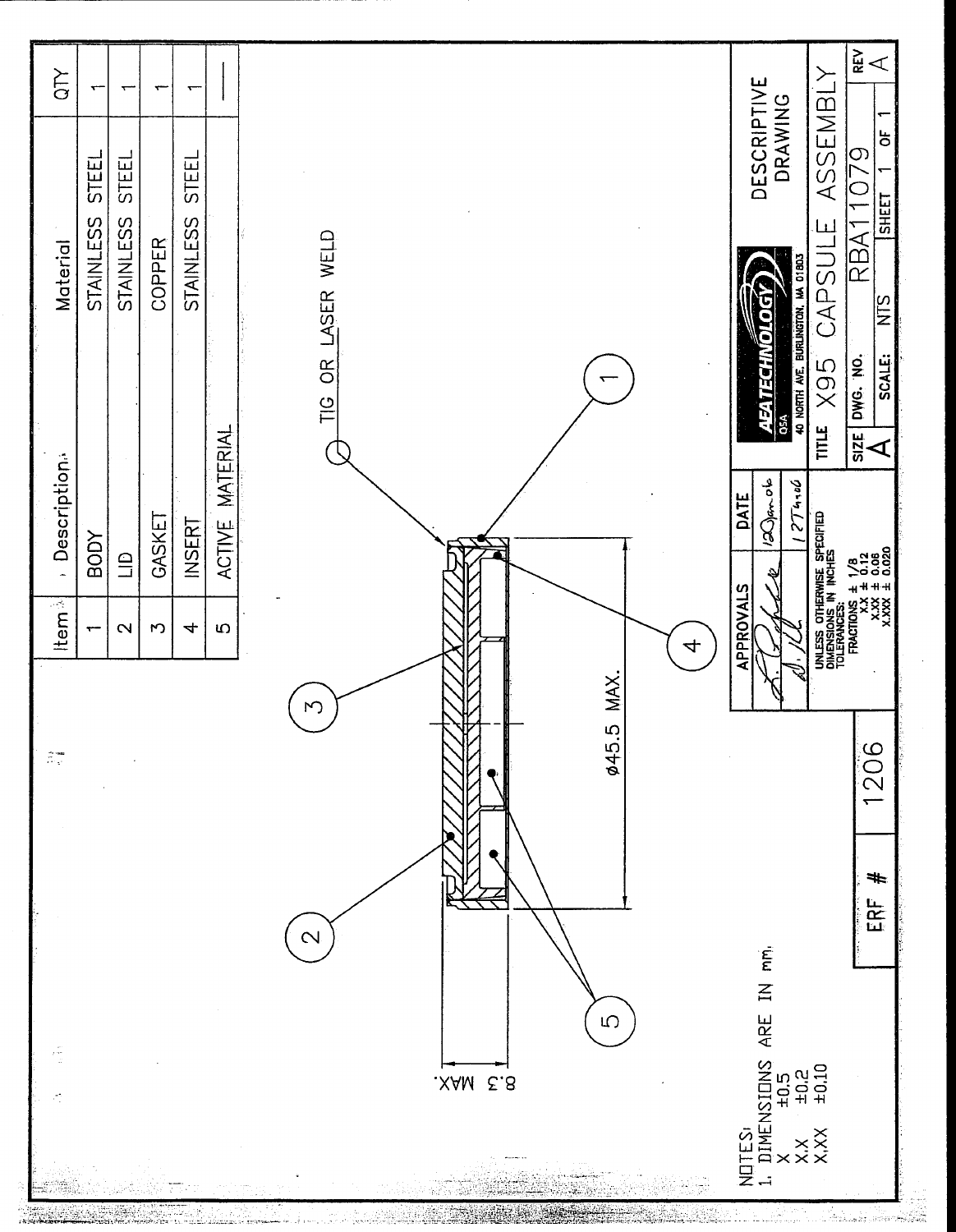| Item | Description | Material | QTY |
|---|---|---|---|
| 1 | BODY | STAINLESS STEEL | 1 |
| 2 | LID | STAINLESS STEEL | 1 |
| 3 | GASKET | COPPER | 1 |
| 4 | INSERT | STAINLESS STEEL | 1 |
| 5 | ACTIVE MATERIAL | | — |

TIG OR LASER WELD

Ø45.5 MAX.

8.3 MAX.

NOTES:
1. DIMENSIONS ARE IN mm.
X ±0.5
X.X ±0.2
X.XX ±0.10

ERF # 1206

| APPROVALS | DATE |
|---|---|
| | 12 Jan 06 |
| | 12 Jan 06 |

UNLESS OTHERWISE SPECIFIED
DIMENSIONS IN INCHES
TOLERANCES:
FRACTIONS ± 1/8
X.X ± 0.12
X.XX ± 0.06
X.XXX ± 0.020

AEA TECHNOLOGY QSA
40 NORTH AVE. BURLINGTON, MA 01803

DESCRIPTIVE DRAWING

TITLE X95 CAPSULE ASSEMBLY

SIZE A | DWG. NO. RBA11079 | REV A

SCALE: NTS | SHEET 1 OF 1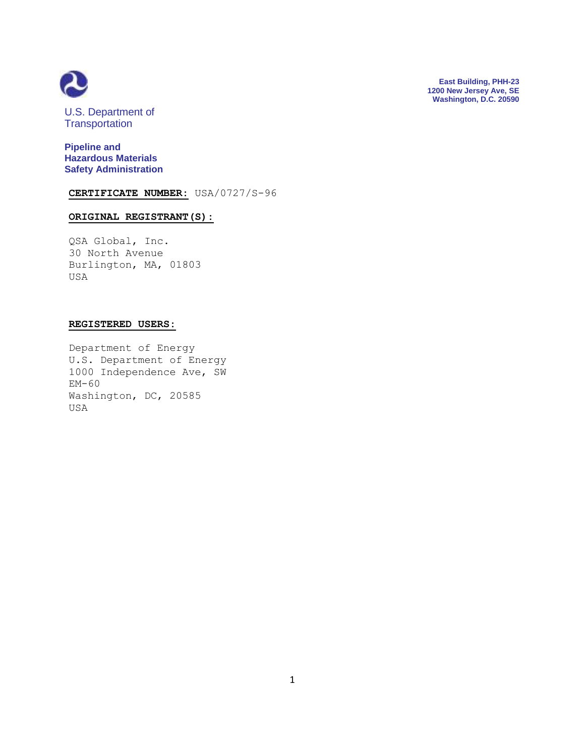U.S. Department of Transportation

**Pipeline and Hazardous Materials Safety Administration**

**East Building, PHH-23**
**1200 New Jersey Ave, SE**
**Washington, D.C. 20590**

**CERTIFICATE NUMBER:** USA/0727/S-96

**ORIGINAL REGISTRANT(S):**

QSA Global, Inc.
30 North Avenue
Burlington, MA, 01803
USA

**REGISTERED USERS:**

Department of Energy
U.S. Department of Energy
1000 Independence Ave, SW
EM-60
Washington, DC, 20585
USA